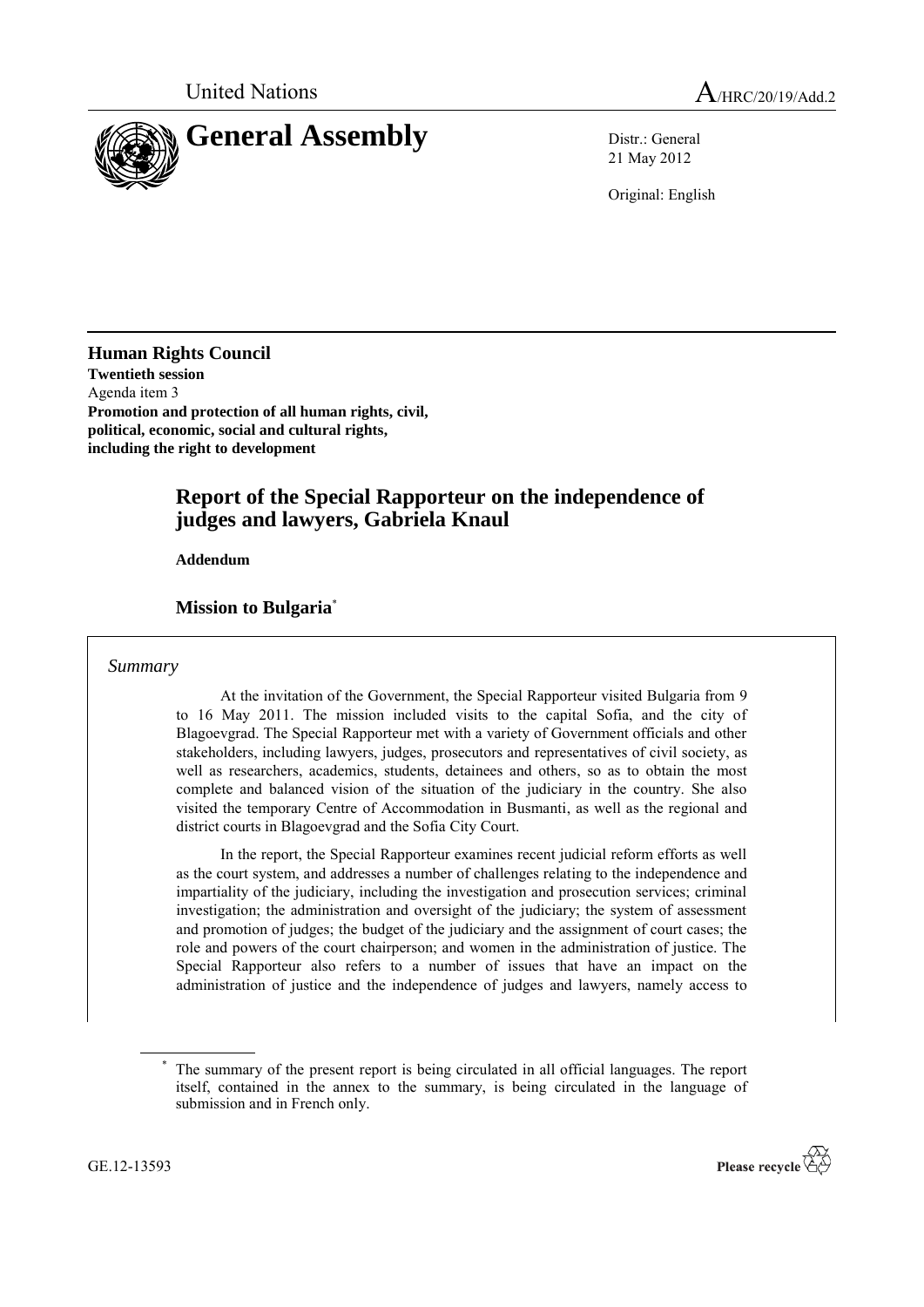United Nations A/HRC/20/19/Add.2

# General Assembly

Distr.: General
21 May 2012

Original: English

**Human Rights Council**
**Twentieth session**
Agenda item 3
**Promotion and protection of all human rights, civil, political, economic, social and cultural rights, including the right to development**

## Report of the Special Rapporteur on the independence of judges and lawyers, Gabriela Knaul

**Addendum**

### Mission to Bulgaria*

*Summary*

At the invitation of the Government, the Special Rapporteur visited Bulgaria from 9 to 16 May 2011. The mission included visits to the capital Sofia, and the city of Blagoevgrad. The Special Rapporteur met with a variety of Government officials and other stakeholders, including lawyers, judges, prosecutors and representatives of civil society, as well as researchers, academics, students, detainees and others, so as to obtain the most complete and balanced vision of the situation of the judiciary in the country. She also visited the temporary Centre of Accommodation in Busmanti, as well as the regional and district courts in Blagoevgrad and the Sofia City Court.

In the report, the Special Rapporteur examines recent judicial reform efforts as well as the court system, and addresses a number of challenges relating to the independence and impartiality of the judiciary, including the investigation and prosecution services; criminal investigation; the administration and oversight of the judiciary; the system of assessment and promotion of judges; the budget of the judiciary and the assignment of court cases; the role and powers of the court chairperson; and women in the administration of justice. The Special Rapporteur also refers to a number of issues that have an impact on the administration of justice and the independence of judges and lawyers, namely access to

---

* The summary of the present report is being circulated in all official languages. The report itself, contained in the annex to the summary, is being circulated in the language of submission and in French only.

GE.12-13593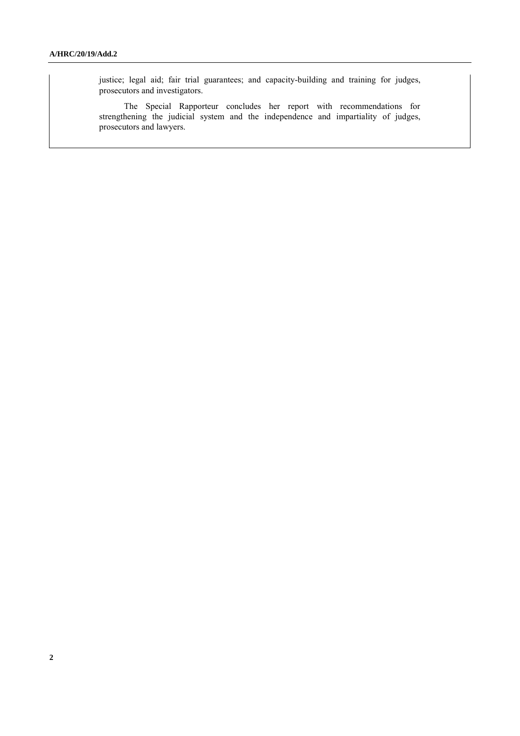justice; legal aid; fair trial guarantees; and capacity-building and training for judges, prosecutors and investigators.

The Special Rapporteur concludes her report with recommendations for strengthening the judicial system and the independence and impartiality of judges, prosecutors and lawyers.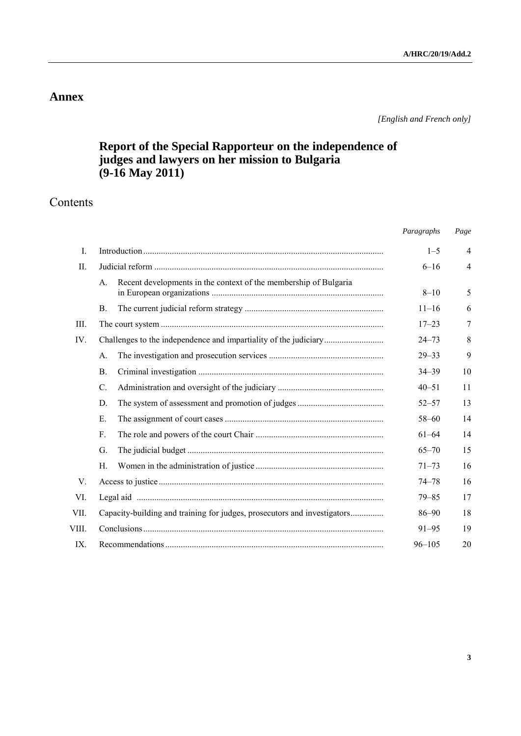# Annex

*[English and French only]*

## Report of the Special Rapporteur on the independence of judges and lawyers on her mission to Bulgaria (9-16 May 2011)

## Contents

| | | *Paragraphs* | *Page* |
|---|---|---|---|
| I. | Introduction | 1–5 | 4 |
| II. | Judicial reform | 6–16 | 4 |
| | A. Recent developments in the context of the membership of Bulgaria in European organizations | 8–10 | 5 |
| | B. The current judicial reform strategy | 11–16 | 6 |
| III. | The court system | 17–23 | 7 |
| IV. | Challenges to the independence and impartiality of the judiciary | 24–73 | 8 |
| | A. The investigation and prosecution services | 29–33 | 9 |
| | B. Criminal investigation | 34–39 | 10 |
| | C. Administration and oversight of the judiciary | 40–51 | 11 |
| | D. The system of assessment and promotion of judges | 52–57 | 13 |
| | E. The assignment of court cases | 58–60 | 14 |
| | F. The role and powers of the court Chair | 61–64 | 14 |
| | G. The judicial budget | 65–70 | 15 |
| | H. Women in the administration of justice | 71–73 | 16 |
| V. | Access to justice | 74–78 | 16 |
| VI. | Legal aid | 79–85 | 17 |
| VII. | Capacity-building and training for judges, prosecutors and investigators | 86–90 | 18 |
| VIII. | Conclusions | 91–95 | 19 |
| IX. | Recommendations | 96–105 | 20 |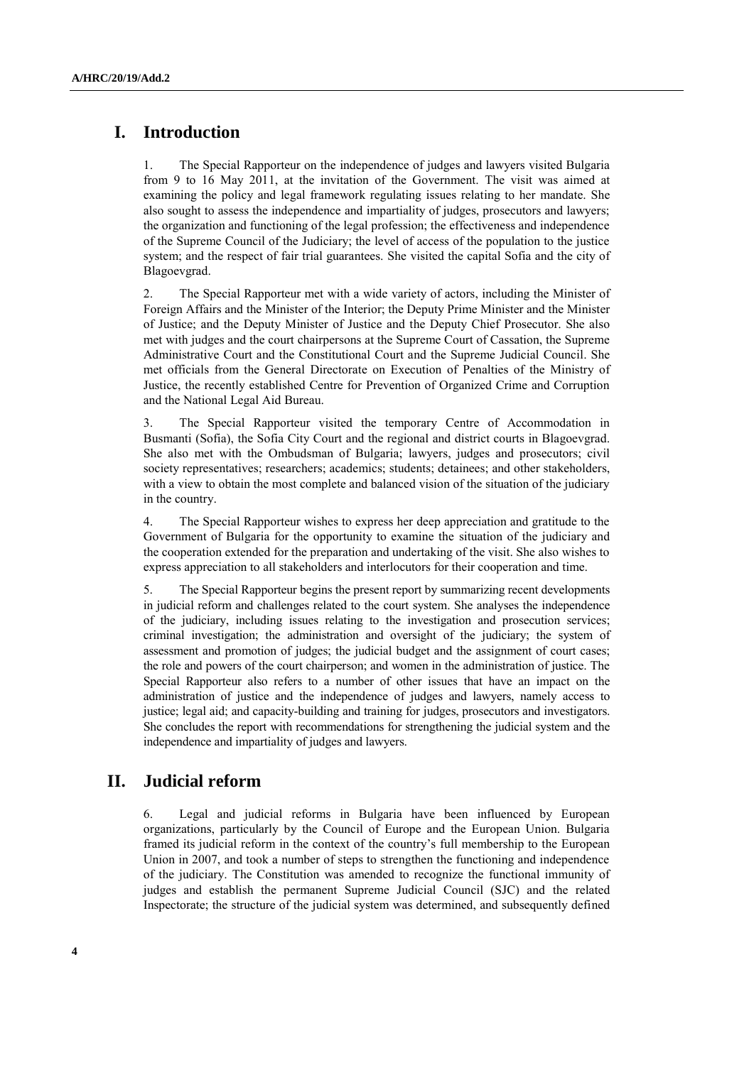# I. Introduction

1. The Special Rapporteur on the independence of judges and lawyers visited Bulgaria from 9 to 16 May 2011, at the invitation of the Government. The visit was aimed at examining the policy and legal framework regulating issues relating to her mandate. She also sought to assess the independence and impartiality of judges, prosecutors and lawyers; the organization and functioning of the legal profession; the effectiveness and independence of the Supreme Council of the Judiciary; the level of access of the population to the justice system; and the respect of fair trial guarantees. She visited the capital Sofia and the city of Blagoevgrad.

2. The Special Rapporteur met with a wide variety of actors, including the Minister of Foreign Affairs and the Minister of the Interior; the Deputy Prime Minister and the Minister of Justice; and the Deputy Minister of Justice and the Deputy Chief Prosecutor. She also met with judges and the court chairpersons at the Supreme Court of Cassation, the Supreme Administrative Court and the Constitutional Court and the Supreme Judicial Council. She met officials from the General Directorate on Execution of Penalties of the Ministry of Justice, the recently established Centre for Prevention of Organized Crime and Corruption and the National Legal Aid Bureau.

3. The Special Rapporteur visited the temporary Centre of Accommodation in Busmanti (Sofia), the Sofia City Court and the regional and district courts in Blagoevgrad. She also met with the Ombudsman of Bulgaria; lawyers, judges and prosecutors; civil society representatives; researchers; academics; students; detainees; and other stakeholders, with a view to obtain the most complete and balanced vision of the situation of the judiciary in the country.

4. The Special Rapporteur wishes to express her deep appreciation and gratitude to the Government of Bulgaria for the opportunity to examine the situation of the judiciary and the cooperation extended for the preparation and undertaking of the visit. She also wishes to express appreciation to all stakeholders and interlocutors for their cooperation and time.

5. The Special Rapporteur begins the present report by summarizing recent developments in judicial reform and challenges related to the court system. She analyses the independence of the judiciary, including issues relating to the investigation and prosecution services; criminal investigation; the administration and oversight of the judiciary; the system of assessment and promotion of judges; the judicial budget and the assignment of court cases; the role and powers of the court chairperson; and women in the administration of justice. The Special Rapporteur also refers to a number of other issues that have an impact on the administration of justice and the independence of judges and lawyers, namely access to justice; legal aid; and capacity-building and training for judges, prosecutors and investigators. She concludes the report with recommendations for strengthening the judicial system and the independence and impartiality of judges and lawyers.

# II. Judicial reform

6. Legal and judicial reforms in Bulgaria have been influenced by European organizations, particularly by the Council of Europe and the European Union. Bulgaria framed its judicial reform in the context of the country's full membership to the European Union in 2007, and took a number of steps to strengthen the functioning and independence of the judiciary. The Constitution was amended to recognize the functional immunity of judges and establish the permanent Supreme Judicial Council (SJC) and the related Inspectorate; the structure of the judicial system was determined, and subsequently defined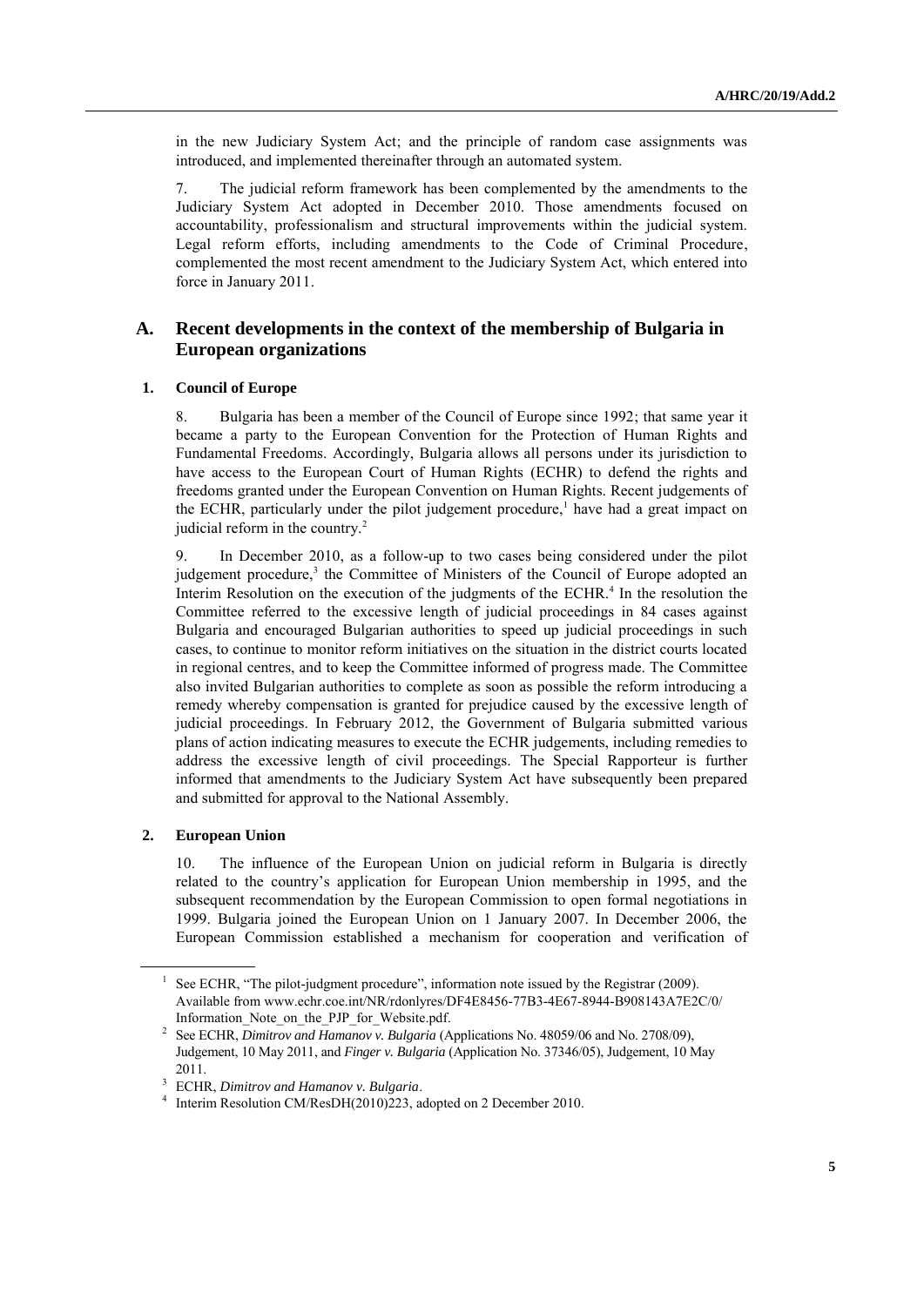in the new Judiciary System Act; and the principle of random case assignments was introduced, and implemented thereinafter through an automated system.

7. The judicial reform framework has been complemented by the amendments to the Judiciary System Act adopted in December 2010. Those amendments focused on accountability, professionalism and structural improvements within the judicial system. Legal reform efforts, including amendments to the Code of Criminal Procedure, complemented the most recent amendment to the Judiciary System Act, which entered into force in January 2011.

## A. Recent developments in the context of the membership of Bulgaria in European organizations

### 1. Council of Europe

8. Bulgaria has been a member of the Council of Europe since 1992; that same year it became a party to the European Convention for the Protection of Human Rights and Fundamental Freedoms. Accordingly, Bulgaria allows all persons under its jurisdiction to have access to the European Court of Human Rights (ECHR) to defend the rights and freedoms granted under the European Convention on Human Rights. Recent judgements of the ECHR, particularly under the pilot judgement procedure,[1] have had a great impact on judicial reform in the country.[2]

9. In December 2010, as a follow-up to two cases being considered under the pilot judgement procedure,[3] the Committee of Ministers of the Council of Europe adopted an Interim Resolution on the execution of the judgments of the ECHR.[4] In the resolution the Committee referred to the excessive length of judicial proceedings in 84 cases against Bulgaria and encouraged Bulgarian authorities to speed up judicial proceedings in such cases, to continue to monitor reform initiatives on the situation in the district courts located in regional centres, and to keep the Committee informed of progress made. The Committee also invited Bulgarian authorities to complete as soon as possible the reform introducing a remedy whereby compensation is granted for prejudice caused by the excessive length of judicial proceedings. In February 2012, the Government of Bulgaria submitted various plans of action indicating measures to execute the ECHR judgements, including remedies to address the excessive length of civil proceedings. The Special Rapporteur is further informed that amendments to the Judiciary System Act have subsequently been prepared and submitted for approval to the National Assembly.

### 2. European Union

10. The influence of the European Union on judicial reform in Bulgaria is directly related to the country's application for European Union membership in 1995, and the subsequent recommendation by the European Commission to open formal negotiations in 1999. Bulgaria joined the European Union on 1 January 2007. In December 2006, the European Commission established a mechanism for cooperation and verification of

---

[1] See ECHR, "The pilot-judgment procedure", information note issued by the Registrar (2009). Available from www.echr.coe.int/NR/rdonlyres/DF4E8456-77B3-4E67-8944-B908143A7E2C/0/Information_Note_on_the_PJP_for_Website.pdf.

[2] See ECHR, *Dimitrov and Hamanov v. Bulgaria* (Applications No. 48059/06 and No. 2708/09), Judgement, 10 May 2011, and *Finger v. Bulgaria* (Application No. 37346/05), Judgement, 10 May 2011.

[3] ECHR, *Dimitrov and Hamanov v. Bulgaria*.

[4] Interim Resolution CM/ResDH(2010)223, adopted on 2 December 2010.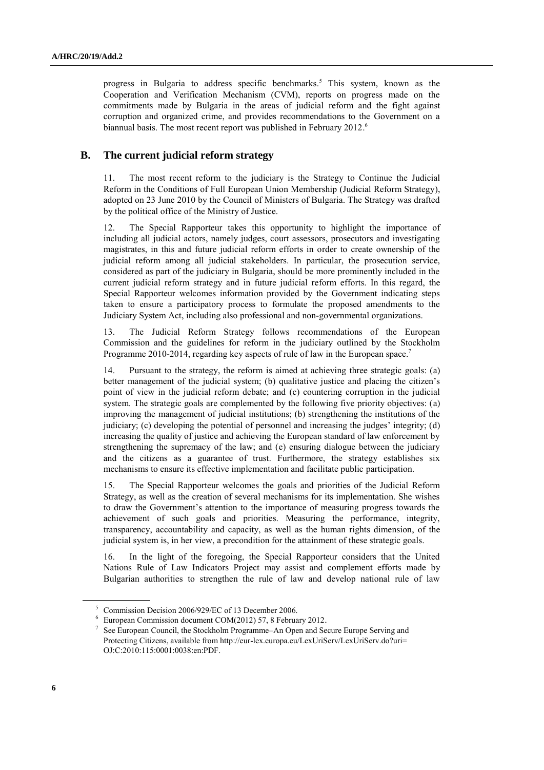progress in Bulgaria to address specific benchmarks.[5] This system, known as the Cooperation and Verification Mechanism (CVM), reports on progress made on the commitments made by Bulgaria in the areas of judicial reform and the fight against corruption and organized crime, and provides recommendations to the Government on a biannual basis. The most recent report was published in February 2012.[6]

## B. The current judicial reform strategy

11. The most recent reform to the judiciary is the Strategy to Continue the Judicial Reform in the Conditions of Full European Union Membership (Judicial Reform Strategy), adopted on 23 June 2010 by the Council of Ministers of Bulgaria. The Strategy was drafted by the political office of the Ministry of Justice.

12. The Special Rapporteur takes this opportunity to highlight the importance of including all judicial actors, namely judges, court assessors, prosecutors and investigating magistrates, in this and future judicial reform efforts in order to create ownership of the judicial reform among all judicial stakeholders. In particular, the prosecution service, considered as part of the judiciary in Bulgaria, should be more prominently included in the current judicial reform strategy and in future judicial reform efforts. In this regard, the Special Rapporteur welcomes information provided by the Government indicating steps taken to ensure a participatory process to formulate the proposed amendments to the Judiciary System Act, including also professional and non-governmental organizations.

13. The Judicial Reform Strategy follows recommendations of the European Commission and the guidelines for reform in the judiciary outlined by the Stockholm Programme 2010-2014, regarding key aspects of rule of law in the European space.[7]

14. Pursuant to the strategy, the reform is aimed at achieving three strategic goals: (a) better management of the judicial system; (b) qualitative justice and placing the citizen's point of view in the judicial reform debate; and (c) countering corruption in the judicial system. The strategic goals are complemented by the following five priority objectives: (a) improving the management of judicial institutions; (b) strengthening the institutions of the judiciary; (c) developing the potential of personnel and increasing the judges' integrity; (d) increasing the quality of justice and achieving the European standard of law enforcement by strengthening the supremacy of the law; and (e) ensuring dialogue between the judiciary and the citizens as a guarantee of trust. Furthermore, the strategy establishes six mechanisms to ensure its effective implementation and facilitate public participation.

15. The Special Rapporteur welcomes the goals and priorities of the Judicial Reform Strategy, as well as the creation of several mechanisms for its implementation. She wishes to draw the Government's attention to the importance of measuring progress towards the achievement of such goals and priorities. Measuring the performance, integrity, transparency, accountability and capacity, as well as the human rights dimension, of the judicial system is, in her view, a precondition for the attainment of these strategic goals.

16. In the light of the foregoing, the Special Rapporteur considers that the United Nations Rule of Law Indicators Project may assist and complement efforts made by Bulgarian authorities to strengthen the rule of law and develop national rule of law

---

[5] Commission Decision 2006/929/EC of 13 December 2006.

[6] European Commission document COM(2012) 57, 8 February 2012.

[7] See European Council, the Stockholm Programme–An Open and Secure Europe Serving and Protecting Citizens, available from http://eur-lex.europa.eu/LexUriServ/LexUriServ.do?uri=OJ:C:2010:115:0001:0038:en:PDF.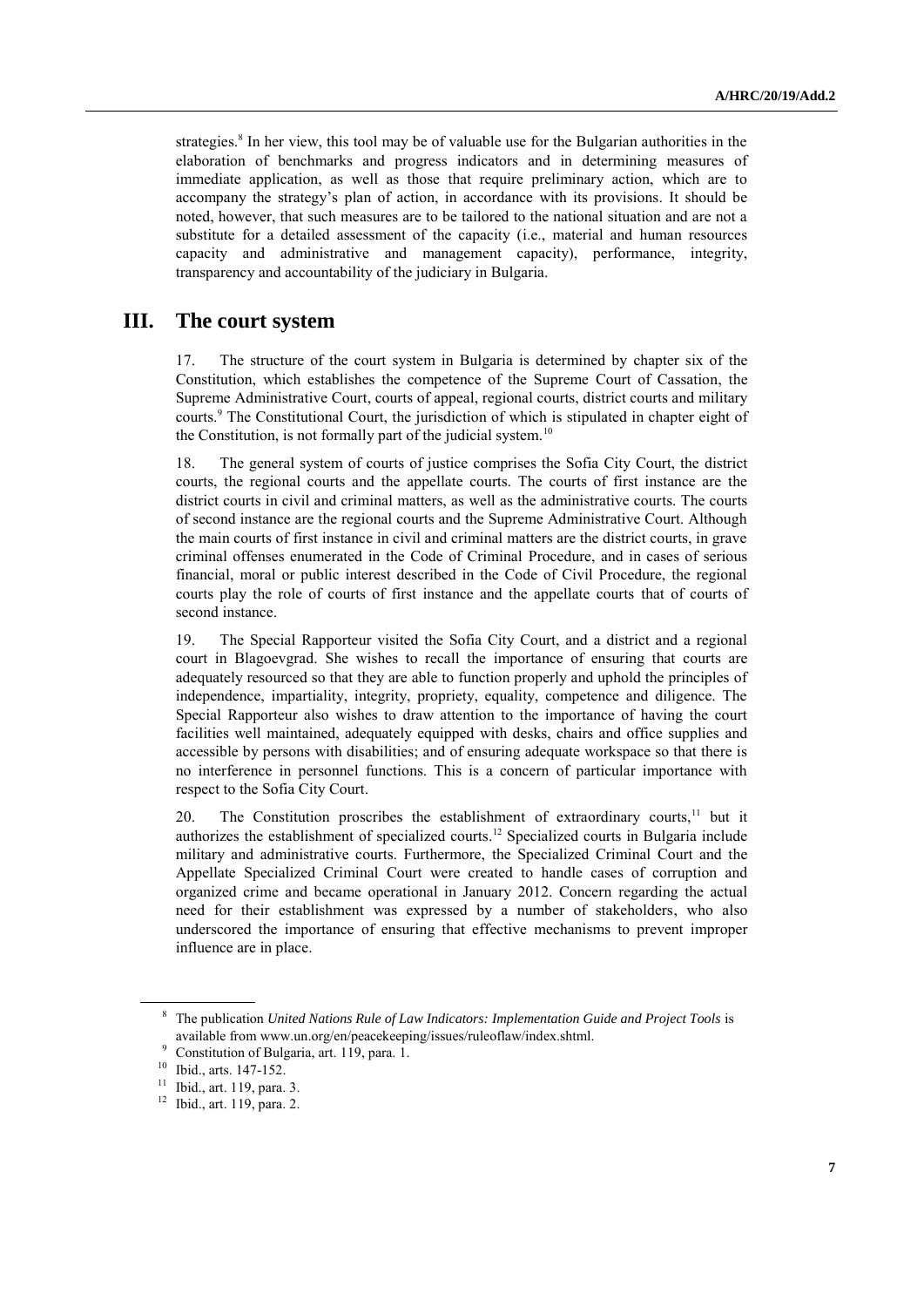strategies.[8] In her view, this tool may be of valuable use for the Bulgarian authorities in the elaboration of benchmarks and progress indicators and in determining measures of immediate application, as well as those that require preliminary action, which are to accompany the strategy's plan of action, in accordance with its provisions. It should be noted, however, that such measures are to be tailored to the national situation and are not a substitute for a detailed assessment of the capacity (i.e., material and human resources capacity and administrative and management capacity), performance, integrity, transparency and accountability of the judiciary in Bulgaria.

## III. The court system

17. The structure of the court system in Bulgaria is determined by chapter six of the Constitution, which establishes the competence of the Supreme Court of Cassation, the Supreme Administrative Court, courts of appeal, regional courts, district courts and military courts.[9] The Constitutional Court, the jurisdiction of which is stipulated in chapter eight of the Constitution, is not formally part of the judicial system.[10]

18. The general system of courts of justice comprises the Sofia City Court, the district courts, the regional courts and the appellate courts. The courts of first instance are the district courts in civil and criminal matters, as well as the administrative courts. The courts of second instance are the regional courts and the Supreme Administrative Court. Although the main courts of first instance in civil and criminal matters are the district courts, in grave criminal offenses enumerated in the Code of Criminal Procedure, and in cases of serious financial, moral or public interest described in the Code of Civil Procedure, the regional courts play the role of courts of first instance and the appellate courts that of courts of second instance.

19. The Special Rapporteur visited the Sofia City Court, and a district and a regional court in Blagoevgrad. She wishes to recall the importance of ensuring that courts are adequately resourced so that they are able to function properly and uphold the principles of independence, impartiality, integrity, propriety, equality, competence and diligence. The Special Rapporteur also wishes to draw attention to the importance of having the court facilities well maintained, adequately equipped with desks, chairs and office supplies and accessible by persons with disabilities; and of ensuring adequate workspace so that there is no interference in personnel functions. This is a concern of particular importance with respect to the Sofia City Court.

20. The Constitution proscribes the establishment of extraordinary courts,[11] but it authorizes the establishment of specialized courts.[12] Specialized courts in Bulgaria include military and administrative courts. Furthermore, the Specialized Criminal Court and the Appellate Specialized Criminal Court were created to handle cases of corruption and organized crime and became operational in January 2012. Concern regarding the actual need for their establishment was expressed by a number of stakeholders, who also underscored the importance of ensuring that effective mechanisms to prevent improper influence are in place.

---

[8] The publication *United Nations Rule of Law Indicators: Implementation Guide and Project Tools* is available from www.un.org/en/peacekeeping/issues/ruleoflaw/index.shtml.

[9] Constitution of Bulgaria, art. 119, para. 1.

[10] Ibid., arts. 147-152.

[11] Ibid., art. 119, para. 3.

[12] Ibid., art. 119, para. 2.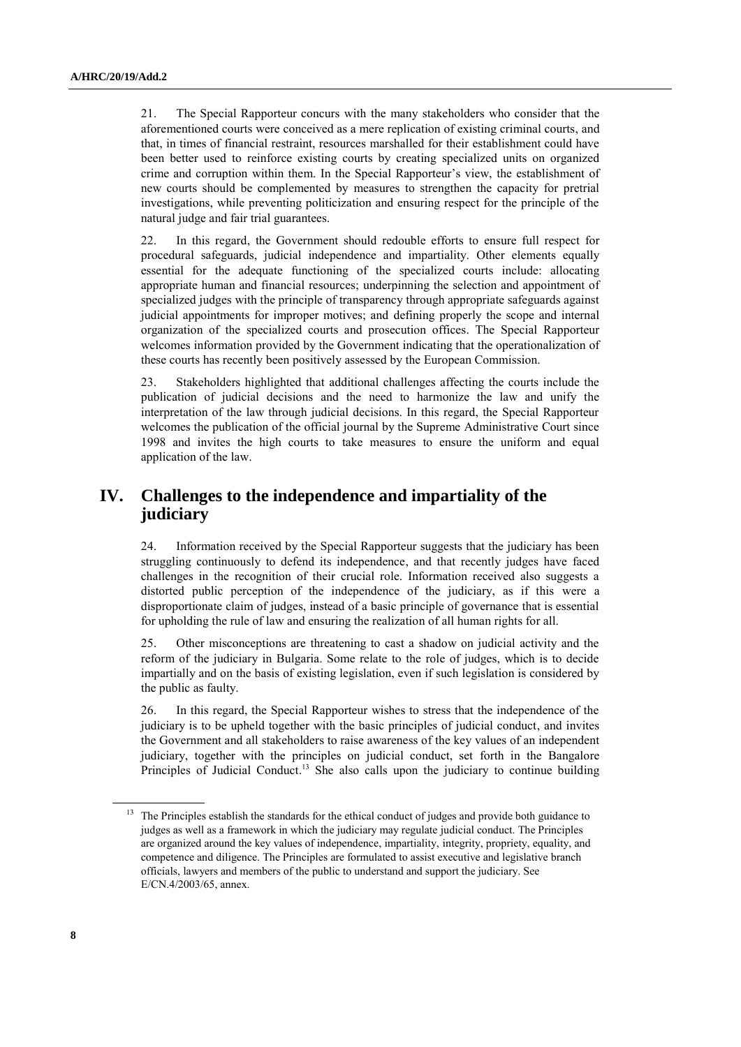21. The Special Rapporteur concurs with the many stakeholders who consider that the aforementioned courts were conceived as a mere replication of existing criminal courts, and that, in times of financial restraint, resources marshalled for their establishment could have been better used to reinforce existing courts by creating specialized units on organized crime and corruption within them. In the Special Rapporteur's view, the establishment of new courts should be complemented by measures to strengthen the capacity for pretrial investigations, while preventing politicization and ensuring respect for the principle of the natural judge and fair trial guarantees.

22. In this regard, the Government should redouble efforts to ensure full respect for procedural safeguards, judicial independence and impartiality. Other elements equally essential for the adequate functioning of the specialized courts include: allocating appropriate human and financial resources; underpinning the selection and appointment of specialized judges with the principle of transparency through appropriate safeguards against judicial appointments for improper motives; and defining properly the scope and internal organization of the specialized courts and prosecution offices. The Special Rapporteur welcomes information provided by the Government indicating that the operationalization of these courts has recently been positively assessed by the European Commission.

23. Stakeholders highlighted that additional challenges affecting the courts include the publication of judicial decisions and the need to harmonize the law and unify the interpretation of the law through judicial decisions. In this regard, the Special Rapporteur welcomes the publication of the official journal by the Supreme Administrative Court since 1998 and invites the high courts to take measures to ensure the uniform and equal application of the law.

## IV. Challenges to the independence and impartiality of the judiciary

24. Information received by the Special Rapporteur suggests that the judiciary has been struggling continuously to defend its independence, and that recently judges have faced challenges in the recognition of their crucial role. Information received also suggests a distorted public perception of the independence of the judiciary, as if this were a disproportionate claim of judges, instead of a basic principle of governance that is essential for upholding the rule of law and ensuring the realization of all human rights for all.

25. Other misconceptions are threatening to cast a shadow on judicial activity and the reform of the judiciary in Bulgaria. Some relate to the role of judges, which is to decide impartially and on the basis of existing legislation, even if such legislation is considered by the public as faulty.

26. In this regard, the Special Rapporteur wishes to stress that the independence of the judiciary is to be upheld together with the basic principles of judicial conduct, and invites the Government and all stakeholders to raise awareness of the key values of an independent judiciary, together with the principles on judicial conduct, set forth in the Bangalore Principles of Judicial Conduct.[13] She also calls upon the judiciary to continue building

---

[13] The Principles establish the standards for the ethical conduct of judges and provide both guidance to judges as well as a framework in which the judiciary may regulate judicial conduct. The Principles are organized around the key values of independence, impartiality, integrity, propriety, equality, and competence and diligence. The Principles are formulated to assist executive and legislative branch officials, lawyers and members of the public to understand and support the judiciary. See E/CN.4/2003/65, annex.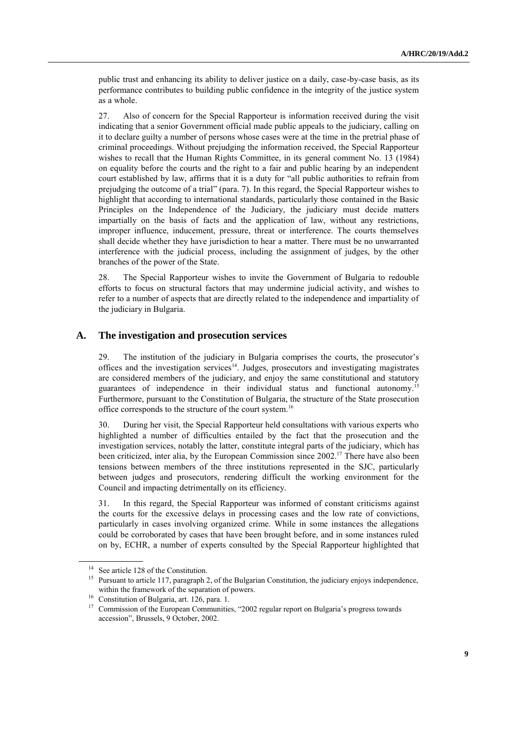public trust and enhancing its ability to deliver justice on a daily, case-by-case basis, as its performance contributes to building public confidence in the integrity of the justice system as a whole.

27. Also of concern for the Special Rapporteur is information received during the visit indicating that a senior Government official made public appeals to the judiciary, calling on it to declare guilty a number of persons whose cases were at the time in the pretrial phase of criminal proceedings. Without prejudging the information received, the Special Rapporteur wishes to recall that the Human Rights Committee, in its general comment No. 13 (1984) on equality before the courts and the right to a fair and public hearing by an independent court established by law, affirms that it is a duty for "all public authorities to refrain from prejudging the outcome of a trial" (para. 7). In this regard, the Special Rapporteur wishes to highlight that according to international standards, particularly those contained in the Basic Principles on the Independence of the Judiciary, the judiciary must decide matters impartially on the basis of facts and the application of law, without any restrictions, improper influence, inducement, pressure, threat or interference. The courts themselves shall decide whether they have jurisdiction to hear a matter. There must be no unwarranted interference with the judicial process, including the assignment of judges, by the other branches of the power of the State.

28. The Special Rapporteur wishes to invite the Government of Bulgaria to redouble efforts to focus on structural factors that may undermine judicial activity, and wishes to refer to a number of aspects that are directly related to the independence and impartiality of the judiciary in Bulgaria.

## A. The investigation and prosecution services

29. The institution of the judiciary in Bulgaria comprises the courts, the prosecutor's offices and the investigation services[14]. Judges, prosecutors and investigating magistrates are considered members of the judiciary, and enjoy the same constitutional and statutory guarantees of independence in their individual status and functional autonomy.[15] Furthermore, pursuant to the Constitution of Bulgaria, the structure of the State prosecution office corresponds to the structure of the court system.[16]

30. During her visit, the Special Rapporteur held consultations with various experts who highlighted a number of difficulties entailed by the fact that the prosecution and the investigation services, notably the latter, constitute integral parts of the judiciary, which has been criticized, inter alia, by the European Commission since 2002.[17] There have also been tensions between members of the three institutions represented in the SJC, particularly between judges and prosecutors, rendering difficult the working environment for the Council and impacting detrimentally on its efficiency.

31. In this regard, the Special Rapporteur was informed of constant criticisms against the courts for the excessive delays in processing cases and the low rate of convictions, particularly in cases involving organized crime. While in some instances the allegations could be corroborated by cases that have been brought before, and in some instances ruled on by, ECHR, a number of experts consulted by the Special Rapporteur highlighted that

---

[14] See article 128 of the Constitution.

[15] Pursuant to article 117, paragraph 2, of the Bulgarian Constitution, the judiciary enjoys independence, within the framework of the separation of powers.

[16] Constitution of Bulgaria, art. 126, para. 1.

[17] Commission of the European Communities, "2002 regular report on Bulgaria's progress towards accession", Brussels, 9 October, 2002.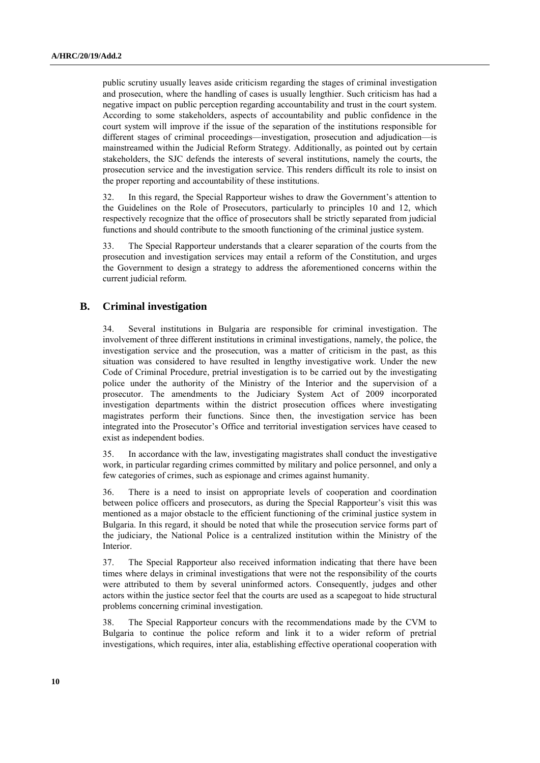public scrutiny usually leaves aside criticism regarding the stages of criminal investigation and prosecution, where the handling of cases is usually lengthier. Such criticism has had a negative impact on public perception regarding accountability and trust in the court system. According to some stakeholders, aspects of accountability and public confidence in the court system will improve if the issue of the separation of the institutions responsible for different stages of criminal proceedings—investigation, prosecution and adjudication—is mainstreamed within the Judicial Reform Strategy. Additionally, as pointed out by certain stakeholders, the SJC defends the interests of several institutions, namely the courts, the prosecution service and the investigation service. This renders difficult its role to insist on the proper reporting and accountability of these institutions.

32. In this regard, the Special Rapporteur wishes to draw the Government's attention to the Guidelines on the Role of Prosecutors, particularly to principles 10 and 12, which respectively recognize that the office of prosecutors shall be strictly separated from judicial functions and should contribute to the smooth functioning of the criminal justice system.

33. The Special Rapporteur understands that a clearer separation of the courts from the prosecution and investigation services may entail a reform of the Constitution, and urges the Government to design a strategy to address the aforementioned concerns within the current judicial reform.

## B. Criminal investigation

34. Several institutions in Bulgaria are responsible for criminal investigation. The involvement of three different institutions in criminal investigations, namely, the police, the investigation service and the prosecution, was a matter of criticism in the past, as this situation was considered to have resulted in lengthy investigative work. Under the new Code of Criminal Procedure, pretrial investigation is to be carried out by the investigating police under the authority of the Ministry of the Interior and the supervision of a prosecutor. The amendments to the Judiciary System Act of 2009 incorporated investigation departments within the district prosecution offices where investigating magistrates perform their functions. Since then, the investigation service has been integrated into the Prosecutor's Office and territorial investigation services have ceased to exist as independent bodies.

35. In accordance with the law, investigating magistrates shall conduct the investigative work, in particular regarding crimes committed by military and police personnel, and only a few categories of crimes, such as espionage and crimes against humanity.

36. There is a need to insist on appropriate levels of cooperation and coordination between police officers and prosecutors, as during the Special Rapporteur's visit this was mentioned as a major obstacle to the efficient functioning of the criminal justice system in Bulgaria. In this regard, it should be noted that while the prosecution service forms part of the judiciary, the National Police is a centralized institution within the Ministry of the Interior.

37. The Special Rapporteur also received information indicating that there have been times where delays in criminal investigations that were not the responsibility of the courts were attributed to them by several uninformed actors. Consequently, judges and other actors within the justice sector feel that the courts are used as a scapegoat to hide structural problems concerning criminal investigation.

38. The Special Rapporteur concurs with the recommendations made by the CVM to Bulgaria to continue the police reform and link it to a wider reform of pretrial investigations, which requires, inter alia, establishing effective operational cooperation with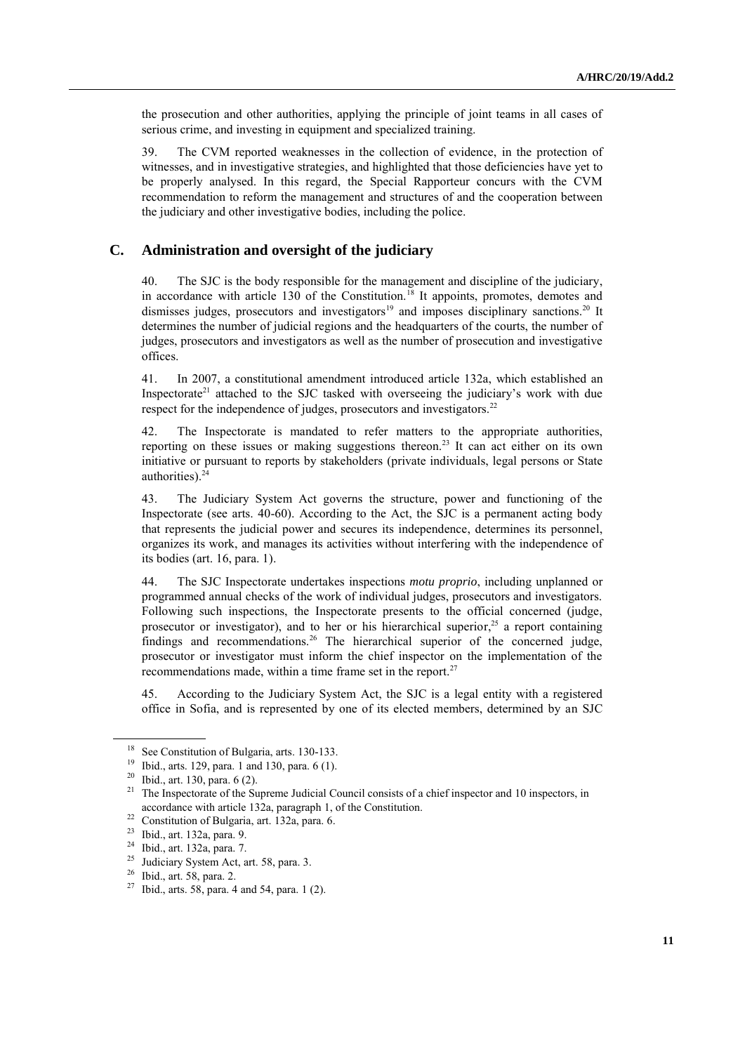the prosecution and other authorities, applying the principle of joint teams in all cases of serious crime, and investing in equipment and specialized training.

39. The CVM reported weaknesses in the collection of evidence, in the protection of witnesses, and in investigative strategies, and highlighted that those deficiencies have yet to be properly analysed. In this regard, the Special Rapporteur concurs with the CVM recommendation to reform the management and structures of and the cooperation between the judiciary and other investigative bodies, including the police.

## C. Administration and oversight of the judiciary

40. The SJC is the body responsible for the management and discipline of the judiciary, in accordance with article 130 of the Constitution.[18] It appoints, promotes, demotes and dismisses judges, prosecutors and investigators[19] and imposes disciplinary sanctions.[20] It determines the number of judicial regions and the headquarters of the courts, the number of judges, prosecutors and investigators as well as the number of prosecution and investigative offices.

41. In 2007, a constitutional amendment introduced article 132a, which established an Inspectorate[21] attached to the SJC tasked with overseeing the judiciary's work with due respect for the independence of judges, prosecutors and investigators.[22]

42. The Inspectorate is mandated to refer matters to the appropriate authorities, reporting on these issues or making suggestions thereon.[23] It can act either on its own initiative or pursuant to reports by stakeholders (private individuals, legal persons or State authorities).[24]

43. The Judiciary System Act governs the structure, power and functioning of the Inspectorate (see arts. 40-60). According to the Act, the SJC is a permanent acting body that represents the judicial power and secures its independence, determines its personnel, organizes its work, and manages its activities without interfering with the independence of its bodies (art. 16, para. 1).

44. The SJC Inspectorate undertakes inspections *motu proprio*, including unplanned or programmed annual checks of the work of individual judges, prosecutors and investigators. Following such inspections, the Inspectorate presents to the official concerned (judge, prosecutor or investigator), and to her or his hierarchical superior,[25] a report containing findings and recommendations.[26] The hierarchical superior of the concerned judge, prosecutor or investigator must inform the chief inspector on the implementation of the recommendations made, within a time frame set in the report.[27]

45. According to the Judiciary System Act, the SJC is a legal entity with a registered office in Sofia, and is represented by one of its elected members, determined by an SJC

---

[18] See Constitution of Bulgaria, arts. 130-133.

[19] Ibid., arts. 129, para. 1 and 130, para. 6 (1).

[20] Ibid., art. 130, para. 6 (2).

[21] The Inspectorate of the Supreme Judicial Council consists of a chief inspector and 10 inspectors, in accordance with article 132a, paragraph 1, of the Constitution.

[22] Constitution of Bulgaria, art. 132a, para. 6.

[23] Ibid., art. 132a, para. 9.

[24] Ibid., art. 132a, para. 7.

[25] Judiciary System Act, art. 58, para. 3.

[26] Ibid., art. 58, para. 2.

[27] Ibid., arts. 58, para. 4 and 54, para. 1 (2).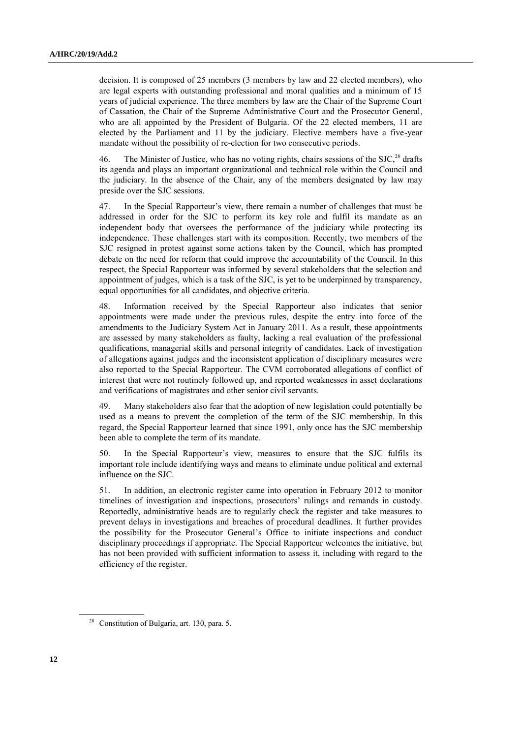decision. It is composed of 25 members (3 members by law and 22 elected members), who are legal experts with outstanding professional and moral qualities and a minimum of 15 years of judicial experience. The three members by law are the Chair of the Supreme Court of Cassation, the Chair of the Supreme Administrative Court and the Prosecutor General, who are all appointed by the President of Bulgaria. Of the 22 elected members, 11 are elected by the Parliament and 11 by the judiciary. Elective members have a five-year mandate without the possibility of re-election for two consecutive periods.

46. The Minister of Justice, who has no voting rights, chairs sessions of the SJC,[28] drafts its agenda and plays an important organizational and technical role within the Council and the judiciary. In the absence of the Chair, any of the members designated by law may preside over the SJC sessions.

47. In the Special Rapporteur's view, there remain a number of challenges that must be addressed in order for the SJC to perform its key role and fulfil its mandate as an independent body that oversees the performance of the judiciary while protecting its independence. These challenges start with its composition. Recently, two members of the SJC resigned in protest against some actions taken by the Council, which has prompted debate on the need for reform that could improve the accountability of the Council. In this respect, the Special Rapporteur was informed by several stakeholders that the selection and appointment of judges, which is a task of the SJC, is yet to be underpinned by transparency, equal opportunities for all candidates, and objective criteria.

48. Information received by the Special Rapporteur also indicates that senior appointments were made under the previous rules, despite the entry into force of the amendments to the Judiciary System Act in January 2011. As a result, these appointments are assessed by many stakeholders as faulty, lacking a real evaluation of the professional qualifications, managerial skills and personal integrity of candidates. Lack of investigation of allegations against judges and the inconsistent application of disciplinary measures were also reported to the Special Rapporteur. The CVM corroborated allegations of conflict of interest that were not routinely followed up, and reported weaknesses in asset declarations and verifications of magistrates and other senior civil servants.

49. Many stakeholders also fear that the adoption of new legislation could potentially be used as a means to prevent the completion of the term of the SJC membership. In this regard, the Special Rapporteur learned that since 1991, only once has the SJC membership been able to complete the term of its mandate.

50. In the Special Rapporteur's view, measures to ensure that the SJC fulfils its important role include identifying ways and means to eliminate undue political and external influence on the SJC.

51. In addition, an electronic register came into operation in February 2012 to monitor timelines of investigation and inspections, prosecutors' rulings and remands in custody. Reportedly, administrative heads are to regularly check the register and take measures to prevent delays in investigations and breaches of procedural deadlines. It further provides the possibility for the Prosecutor General's Office to initiate inspections and conduct disciplinary proceedings if appropriate. The Special Rapporteur welcomes the initiative, but has not been provided with sufficient information to assess it, including with regard to the efficiency of the register.

---

[28] Constitution of Bulgaria, art. 130, para. 5.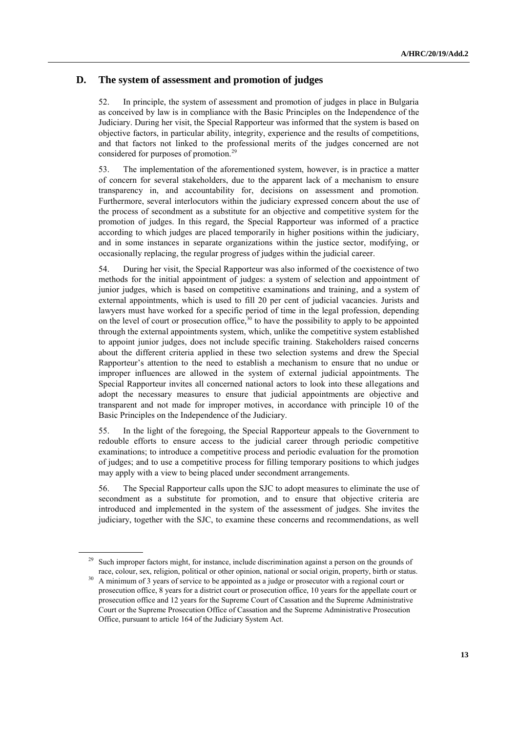## D. The system of assessment and promotion of judges

52. In principle, the system of assessment and promotion of judges in place in Bulgaria as conceived by law is in compliance with the Basic Principles on the Independence of the Judiciary. During her visit, the Special Rapporteur was informed that the system is based on objective factors, in particular ability, integrity, experience and the results of competitions, and that factors not linked to the professional merits of the judges concerned are not considered for purposes of promotion.[29]

53. The implementation of the aforementioned system, however, is in practice a matter of concern for several stakeholders, due to the apparent lack of a mechanism to ensure transparency in, and accountability for, decisions on assessment and promotion. Furthermore, several interlocutors within the judiciary expressed concern about the use of the process of secondment as a substitute for an objective and competitive system for the promotion of judges. In this regard, the Special Rapporteur was informed of a practice according to which judges are placed temporarily in higher positions within the judiciary, and in some instances in separate organizations within the justice sector, modifying, or occasionally replacing, the regular progress of judges within the judicial career.

54. During her visit, the Special Rapporteur was also informed of the coexistence of two methods for the initial appointment of judges: a system of selection and appointment of junior judges, which is based on competitive examinations and training, and a system of external appointments, which is used to fill 20 per cent of judicial vacancies. Jurists and lawyers must have worked for a specific period of time in the legal profession, depending on the level of court or prosecution office,[30] to have the possibility to apply to be appointed through the external appointments system, which, unlike the competitive system established to appoint junior judges, does not include specific training. Stakeholders raised concerns about the different criteria applied in these two selection systems and drew the Special Rapporteur's attention to the need to establish a mechanism to ensure that no undue or improper influences are allowed in the system of external judicial appointments. The Special Rapporteur invites all concerned national actors to look into these allegations and adopt the necessary measures to ensure that judicial appointments are objective and transparent and not made for improper motives, in accordance with principle 10 of the Basic Principles on the Independence of the Judiciary.

55. In the light of the foregoing, the Special Rapporteur appeals to the Government to redouble efforts to ensure access to the judicial career through periodic competitive examinations; to introduce a competitive process and periodic evaluation for the promotion of judges; and to use a competitive process for filling temporary positions to which judges may apply with a view to being placed under secondment arrangements.

56. The Special Rapporteur calls upon the SJC to adopt measures to eliminate the use of secondment as a substitute for promotion, and to ensure that objective criteria are introduced and implemented in the system of the assessment of judges. She invites the judiciary, together with the SJC, to examine these concerns and recommendations, as well

---

[29] Such improper factors might, for instance, include discrimination against a person on the grounds of race, colour, sex, religion, political or other opinion, national or social origin, property, birth or status.

[30] A minimum of 3 years of service to be appointed as a judge or prosecutor with a regional court or prosecution office, 8 years for a district court or prosecution office, 10 years for the appellate court or prosecution office and 12 years for the Supreme Court of Cassation and the Supreme Administrative Court or the Supreme Prosecution Office of Cassation and the Supreme Administrative Prosecution Office, pursuant to article 164 of the Judiciary System Act.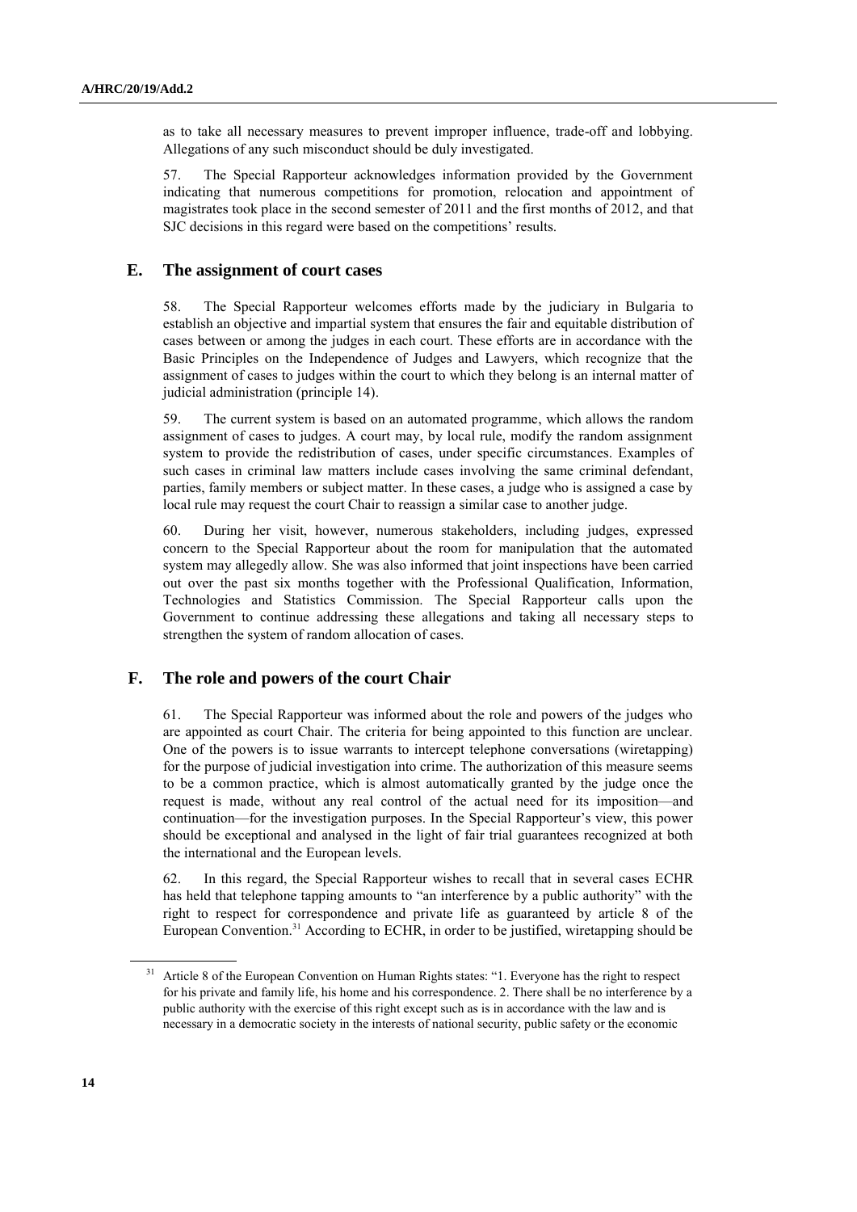as to take all necessary measures to prevent improper influence, trade-off and lobbying. Allegations of any such misconduct should be duly investigated.

57. The Special Rapporteur acknowledges information provided by the Government indicating that numerous competitions for promotion, relocation and appointment of magistrates took place in the second semester of 2011 and the first months of 2012, and that SJC decisions in this regard were based on the competitions' results.

## E. The assignment of court cases

58. The Special Rapporteur welcomes efforts made by the judiciary in Bulgaria to establish an objective and impartial system that ensures the fair and equitable distribution of cases between or among the judges in each court. These efforts are in accordance with the Basic Principles on the Independence of Judges and Lawyers, which recognize that the assignment of cases to judges within the court to which they belong is an internal matter of judicial administration (principle 14).

59. The current system is based on an automated programme, which allows the random assignment of cases to judges. A court may, by local rule, modify the random assignment system to provide the redistribution of cases, under specific circumstances. Examples of such cases in criminal law matters include cases involving the same criminal defendant, parties, family members or subject matter. In these cases, a judge who is assigned a case by local rule may request the court Chair to reassign a similar case to another judge.

60. During her visit, however, numerous stakeholders, including judges, expressed concern to the Special Rapporteur about the room for manipulation that the automated system may allegedly allow. She was also informed that joint inspections have been carried out over the past six months together with the Professional Qualification, Information, Technologies and Statistics Commission. The Special Rapporteur calls upon the Government to continue addressing these allegations and taking all necessary steps to strengthen the system of random allocation of cases.

## F. The role and powers of the court Chair

61. The Special Rapporteur was informed about the role and powers of the judges who are appointed as court Chair. The criteria for being appointed to this function are unclear. One of the powers is to issue warrants to intercept telephone conversations (wiretapping) for the purpose of judicial investigation into crime. The authorization of this measure seems to be a common practice, which is almost automatically granted by the judge once the request is made, without any real control of the actual need for its imposition—and continuation—for the investigation purposes. In the Special Rapporteur's view, this power should be exceptional and analysed in the light of fair trial guarantees recognized at both the international and the European levels.

62. In this regard, the Special Rapporteur wishes to recall that in several cases ECHR has held that telephone tapping amounts to "an interference by a public authority" with the right to respect for correspondence and private life as guaranteed by article 8 of the European Convention.[31] According to ECHR, in order to be justified, wiretapping should be

---

[31] Article 8 of the European Convention on Human Rights states: "1. Everyone has the right to respect for his private and family life, his home and his correspondence. 2. There shall be no interference by a public authority with the exercise of this right except such as is in accordance with the law and is necessary in a democratic society in the interests of national security, public safety or the economic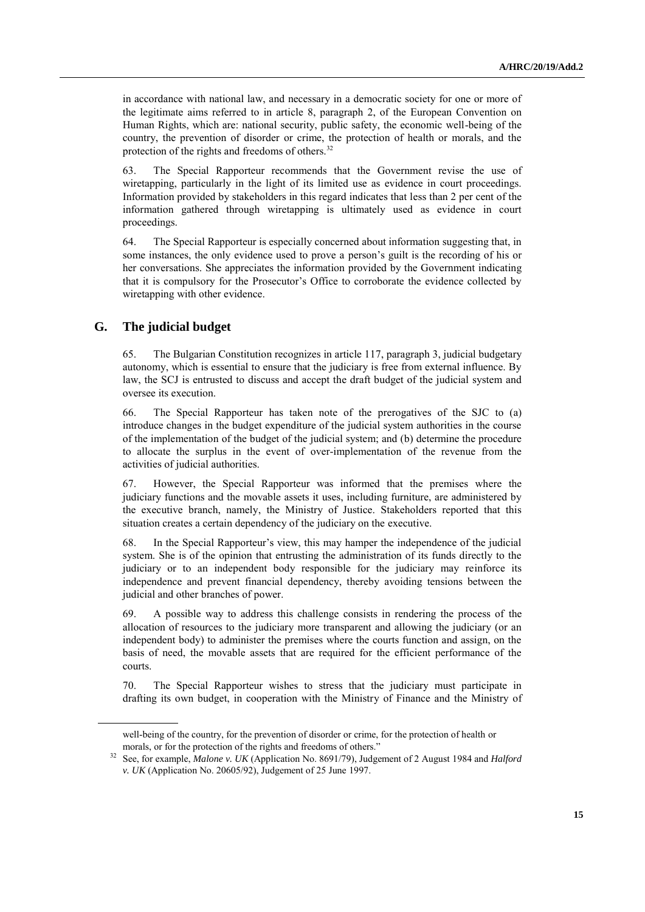in accordance with national law, and necessary in a democratic society for one or more of the legitimate aims referred to in article 8, paragraph 2, of the European Convention on Human Rights, which are: national security, public safety, the economic well-being of the country, the prevention of disorder or crime, the protection of health or morals, and the protection of the rights and freedoms of others.[32]

63. The Special Rapporteur recommends that the Government revise the use of wiretapping, particularly in the light of its limited use as evidence in court proceedings. Information provided by stakeholders in this regard indicates that less than 2 per cent of the information gathered through wiretapping is ultimately used as evidence in court proceedings.

64. The Special Rapporteur is especially concerned about information suggesting that, in some instances, the only evidence used to prove a person's guilt is the recording of his or her conversations. She appreciates the information provided by the Government indicating that it is compulsory for the Prosecutor's Office to corroborate the evidence collected by wiretapping with other evidence.

## G. The judicial budget

65. The Bulgarian Constitution recognizes in article 117, paragraph 3, judicial budgetary autonomy, which is essential to ensure that the judiciary is free from external influence. By law, the SCJ is entrusted to discuss and accept the draft budget of the judicial system and oversee its execution.

66. The Special Rapporteur has taken note of the prerogatives of the SJC to (a) introduce changes in the budget expenditure of the judicial system authorities in the course of the implementation of the budget of the judicial system; and (b) determine the procedure to allocate the surplus in the event of over-implementation of the revenue from the activities of judicial authorities.

67. However, the Special Rapporteur was informed that the premises where the judiciary functions and the movable assets it uses, including furniture, are administered by the executive branch, namely, the Ministry of Justice. Stakeholders reported that this situation creates a certain dependency of the judiciary on the executive.

68. In the Special Rapporteur's view, this may hamper the independence of the judicial system. She is of the opinion that entrusting the administration of its funds directly to the judiciary or to an independent body responsible for the judiciary may reinforce its independence and prevent financial dependency, thereby avoiding tensions between the judicial and other branches of power.

69. A possible way to address this challenge consists in rendering the process of the allocation of resources to the judiciary more transparent and allowing the judiciary (or an independent body) to administer the premises where the courts function and assign, on the basis of need, the movable assets that are required for the efficient performance of the courts.

70. The Special Rapporteur wishes to stress that the judiciary must participate in drafting its own budget, in cooperation with the Ministry of Finance and the Ministry of

---

well-being of the country, for the prevention of disorder or crime, for the protection of health or morals, or for the protection of the rights and freedoms of others."

[32] See, for example, *Malone v. UK* (Application No. 8691/79), Judgement of 2 August 1984 and *Halford v. UK* (Application No. 20605/92), Judgement of 25 June 1997.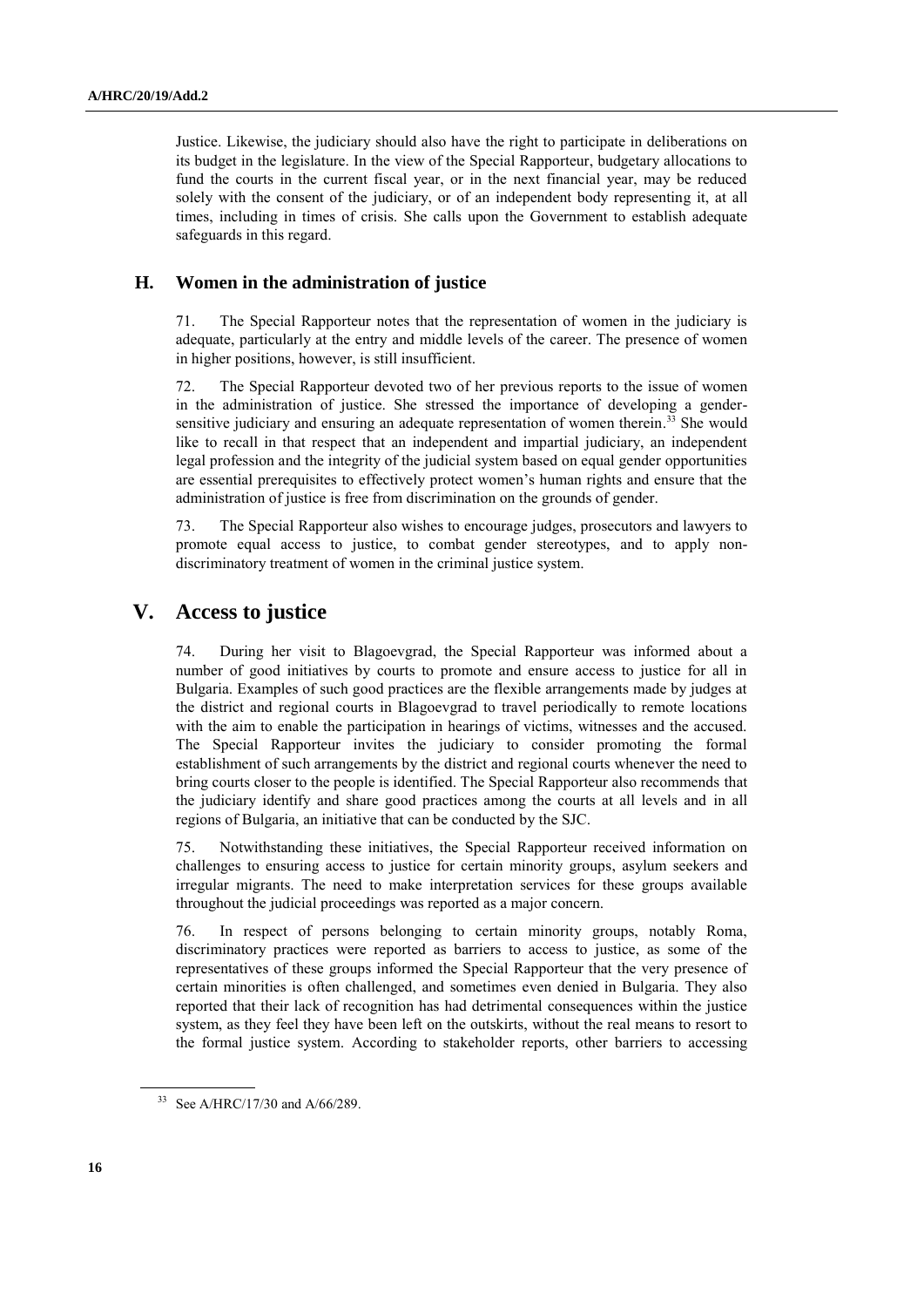Justice. Likewise, the judiciary should also have the right to participate in deliberations on its budget in the legislature. In the view of the Special Rapporteur, budgetary allocations to fund the courts in the current fiscal year, or in the next financial year, may be reduced solely with the consent of the judiciary, or of an independent body representing it, at all times, including in times of crisis. She calls upon the Government to establish adequate safeguards in this regard.

### H. Women in the administration of justice

71. The Special Rapporteur notes that the representation of women in the judiciary is adequate, particularly at the entry and middle levels of the career. The presence of women in higher positions, however, is still insufficient.

72. The Special Rapporteur devoted two of her previous reports to the issue of women in the administration of justice. She stressed the importance of developing a gender-sensitive judiciary and ensuring an adequate representation of women therein.[33] She would like to recall in that respect that an independent and impartial judiciary, an independent legal profession and the integrity of the judicial system based on equal gender opportunities are essential prerequisites to effectively protect women's human rights and ensure that the administration of justice is free from discrimination on the grounds of gender.

73. The Special Rapporteur also wishes to encourage judges, prosecutors and lawyers to promote equal access to justice, to combat gender stereotypes, and to apply non-discriminatory treatment of women in the criminal justice system.

## V. Access to justice

74. During her visit to Blagoevgrad, the Special Rapporteur was informed about a number of good initiatives by courts to promote and ensure access to justice for all in Bulgaria. Examples of such good practices are the flexible arrangements made by judges at the district and regional courts in Blagoevgrad to travel periodically to remote locations with the aim to enable the participation in hearings of victims, witnesses and the accused. The Special Rapporteur invites the judiciary to consider promoting the formal establishment of such arrangements by the district and regional courts whenever the need to bring courts closer to the people is identified. The Special Rapporteur also recommends that the judiciary identify and share good practices among the courts at all levels and in all regions of Bulgaria, an initiative that can be conducted by the SJC.

75. Notwithstanding these initiatives, the Special Rapporteur received information on challenges to ensuring access to justice for certain minority groups, asylum seekers and irregular migrants. The need to make interpretation services for these groups available throughout the judicial proceedings was reported as a major concern.

76. In respect of persons belonging to certain minority groups, notably Roma, discriminatory practices were reported as barriers to access to justice, as some of the representatives of these groups informed the Special Rapporteur that the very presence of certain minorities is often challenged, and sometimes even denied in Bulgaria. They also reported that their lack of recognition has had detrimental consequences within the justice system, as they feel they have been left on the outskirts, without the real means to resort to the formal justice system. According to stakeholder reports, other barriers to accessing

---

[33] See A/HRC/17/30 and A/66/289.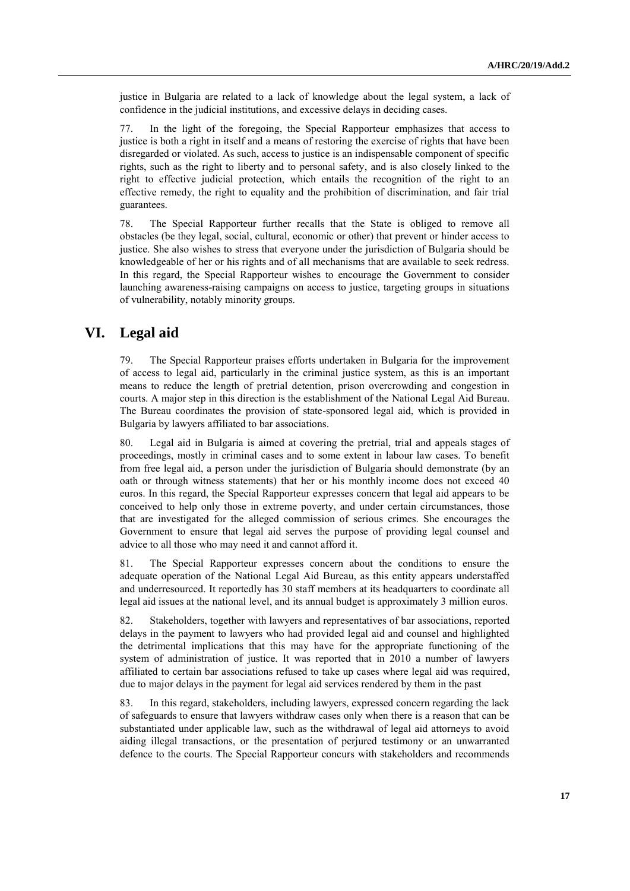justice in Bulgaria are related to a lack of knowledge about the legal system, a lack of confidence in the judicial institutions, and excessive delays in deciding cases.

77. In the light of the foregoing, the Special Rapporteur emphasizes that access to justice is both a right in itself and a means of restoring the exercise of rights that have been disregarded or violated. As such, access to justice is an indispensable component of specific rights, such as the right to liberty and to personal safety, and is also closely linked to the right to effective judicial protection, which entails the recognition of the right to an effective remedy, the right to equality and the prohibition of discrimination, and fair trial guarantees.

78. The Special Rapporteur further recalls that the State is obliged to remove all obstacles (be they legal, social, cultural, economic or other) that prevent or hinder access to justice. She also wishes to stress that everyone under the jurisdiction of Bulgaria should be knowledgeable of her or his rights and of all mechanisms that are available to seek redress. In this regard, the Special Rapporteur wishes to encourage the Government to consider launching awareness-raising campaigns on access to justice, targeting groups in situations of vulnerability, notably minority groups.

# VI. Legal aid

79. The Special Rapporteur praises efforts undertaken in Bulgaria for the improvement of access to legal aid, particularly in the criminal justice system, as this is an important means to reduce the length of pretrial detention, prison overcrowding and congestion in courts. A major step in this direction is the establishment of the National Legal Aid Bureau. The Bureau coordinates the provision of state-sponsored legal aid, which is provided in Bulgaria by lawyers affiliated to bar associations.

80. Legal aid in Bulgaria is aimed at covering the pretrial, trial and appeals stages of proceedings, mostly in criminal cases and to some extent in labour law cases. To benefit from free legal aid, a person under the jurisdiction of Bulgaria should demonstrate (by an oath or through witness statements) that her or his monthly income does not exceed 40 euros. In this regard, the Special Rapporteur expresses concern that legal aid appears to be conceived to help only those in extreme poverty, and under certain circumstances, those that are investigated for the alleged commission of serious crimes. She encourages the Government to ensure that legal aid serves the purpose of providing legal counsel and advice to all those who may need it and cannot afford it.

81. The Special Rapporteur expresses concern about the conditions to ensure the adequate operation of the National Legal Aid Bureau, as this entity appears understaffed and underresourced. It reportedly has 30 staff members at its headquarters to coordinate all legal aid issues at the national level, and its annual budget is approximately 3 million euros.

82. Stakeholders, together with lawyers and representatives of bar associations, reported delays in the payment to lawyers who had provided legal aid and counsel and highlighted the detrimental implications that this may have for the appropriate functioning of the system of administration of justice. It was reported that in 2010 a number of lawyers affiliated to certain bar associations refused to take up cases where legal aid was required, due to major delays in the payment for legal aid services rendered by them in the past

83. In this regard, stakeholders, including lawyers, expressed concern regarding the lack of safeguards to ensure that lawyers withdraw cases only when there is a reason that can be substantiated under applicable law, such as the withdrawal of legal aid attorneys to avoid aiding illegal transactions, or the presentation of perjured testimony or an unwarranted defence to the courts. The Special Rapporteur concurs with stakeholders and recommends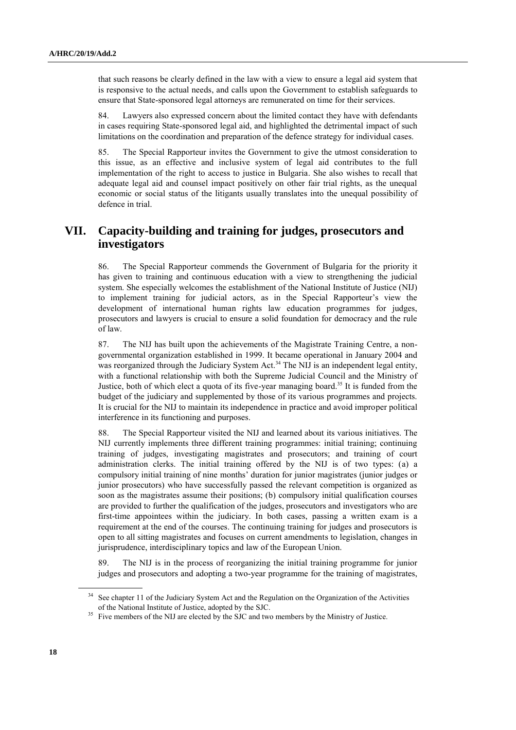that such reasons be clearly defined in the law with a view to ensure a legal aid system that is responsive to the actual needs, and calls upon the Government to establish safeguards to ensure that State-sponsored legal attorneys are remunerated on time for their services.

84. Lawyers also expressed concern about the limited contact they have with defendants in cases requiring State-sponsored legal aid, and highlighted the detrimental impact of such limitations on the coordination and preparation of the defence strategy for individual cases.

85. The Special Rapporteur invites the Government to give the utmost consideration to this issue, as an effective and inclusive system of legal aid contributes to the full implementation of the right to access to justice in Bulgaria. She also wishes to recall that adequate legal aid and counsel impact positively on other fair trial rights, as the unequal economic or social status of the litigants usually translates into the unequal possibility of defence in trial.

## VII. Capacity-building and training for judges, prosecutors and investigators

86. The Special Rapporteur commends the Government of Bulgaria for the priority it has given to training and continuous education with a view to strengthening the judicial system. She especially welcomes the establishment of the National Institute of Justice (NIJ) to implement training for judicial actors, as in the Special Rapporteur's view the development of international human rights law education programmes for judges, prosecutors and lawyers is crucial to ensure a solid foundation for democracy and the rule of law.

87. The NIJ has built upon the achievements of the Magistrate Training Centre, a non-governmental organization established in 1999. It became operational in January 2004 and was reorganized through the Judiciary System Act.[34] The NIJ is an independent legal entity, with a functional relationship with both the Supreme Judicial Council and the Ministry of Justice, both of which elect a quota of its five-year managing board.[35] It is funded from the budget of the judiciary and supplemented by those of its various programmes and projects. It is crucial for the NIJ to maintain its independence in practice and avoid improper political interference in its functioning and purposes.

88. The Special Rapporteur visited the NIJ and learned about its various initiatives. The NIJ currently implements three different training programmes: initial training; continuing training of judges, investigating magistrates and prosecutors; and training of court administration clerks. The initial training offered by the NIJ is of two types: (a) a compulsory initial training of nine months' duration for junior magistrates (junior judges or junior prosecutors) who have successfully passed the relevant competition is organized as soon as the magistrates assume their positions; (b) compulsory initial qualification courses are provided to further the qualification of the judges, prosecutors and investigators who are first-time appointees within the judiciary. In both cases, passing a written exam is a requirement at the end of the courses. The continuing training for judges and prosecutors is open to all sitting magistrates and focuses on current amendments to legislation, changes in jurisprudence, interdisciplinary topics and law of the European Union.

89. The NIJ is in the process of reorganizing the initial training programme for junior judges and prosecutors and adopting a two-year programme for the training of magistrates,

---

[34] See chapter 11 of the Judiciary System Act and the Regulation on the Organization of the Activities of the National Institute of Justice, adopted by the SJC.

[35] Five members of the NIJ are elected by the SJC and two members by the Ministry of Justice.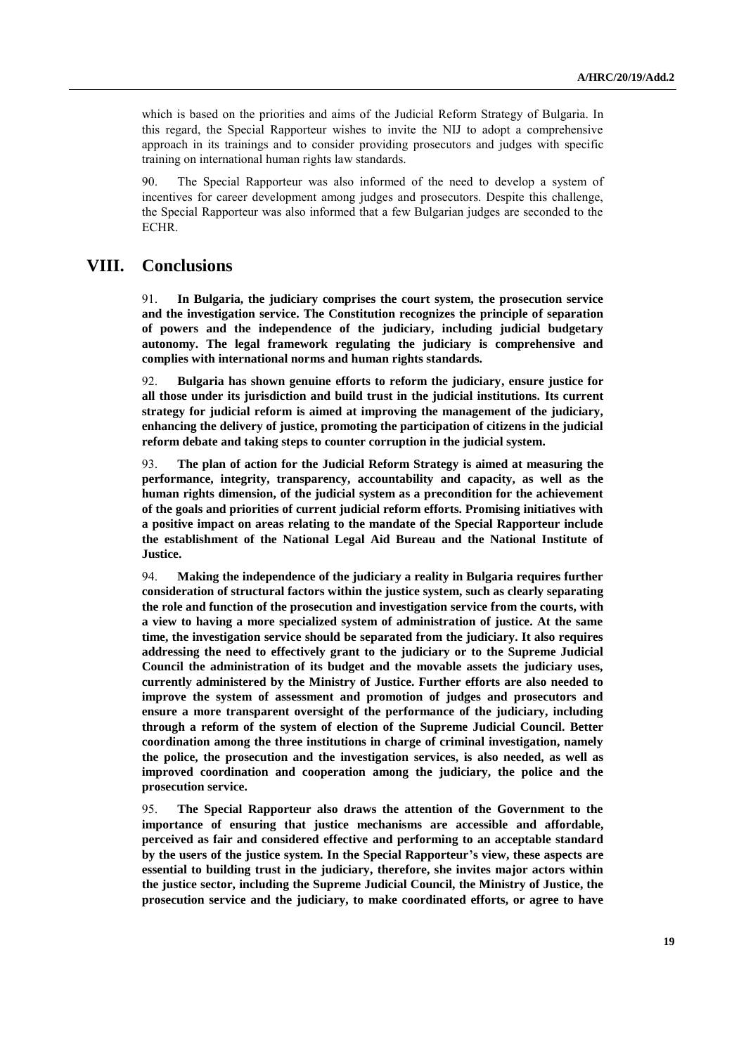which is based on the priorities and aims of the Judicial Reform Strategy of Bulgaria. In this regard, the Special Rapporteur wishes to invite the NIJ to adopt a comprehensive approach in its trainings and to consider providing prosecutors and judges with specific training on international human rights law standards.

90. The Special Rapporteur was also informed of the need to develop a system of incentives for career development among judges and prosecutors. Despite this challenge, the Special Rapporteur was also informed that a few Bulgarian judges are seconded to the ECHR.

# VIII. Conclusions

91. **In Bulgaria, the judiciary comprises the court system, the prosecution service and the investigation service. The Constitution recognizes the principle of separation of powers and the independence of the judiciary, including judicial budgetary autonomy. The legal framework regulating the judiciary is comprehensive and complies with international norms and human rights standards.**

92. **Bulgaria has shown genuine efforts to reform the judiciary, ensure justice for all those under its jurisdiction and build trust in the judicial institutions. Its current strategy for judicial reform is aimed at improving the management of the judiciary, enhancing the delivery of justice, promoting the participation of citizens in the judicial reform debate and taking steps to counter corruption in the judicial system.**

93. **The plan of action for the Judicial Reform Strategy is aimed at measuring the performance, integrity, transparency, accountability and capacity, as well as the human rights dimension, of the judicial system as a precondition for the achievement of the goals and priorities of current judicial reform efforts. Promising initiatives with a positive impact on areas relating to the mandate of the Special Rapporteur include the establishment of the National Legal Aid Bureau and the National Institute of Justice.**

94. **Making the independence of the judiciary a reality in Bulgaria requires further consideration of structural factors within the justice system, such as clearly separating the role and function of the prosecution and investigation service from the courts, with a view to having a more specialized system of administration of justice. At the same time, the investigation service should be separated from the judiciary. It also requires addressing the need to effectively grant to the judiciary or to the Supreme Judicial Council the administration of its budget and the movable assets the judiciary uses, currently administered by the Ministry of Justice. Further efforts are also needed to improve the system of assessment and promotion of judges and prosecutors and ensure a more transparent oversight of the performance of the judiciary, including through a reform of the system of election of the Supreme Judicial Council. Better coordination among the three institutions in charge of criminal investigation, namely the police, the prosecution and the investigation services, is also needed, as well as improved coordination and cooperation among the judiciary, the police and the prosecution service.**

95. **The Special Rapporteur also draws the attention of the Government to the importance of ensuring that justice mechanisms are accessible and affordable, perceived as fair and considered effective and performing to an acceptable standard by the users of the justice system. In the Special Rapporteur's view, these aspects are essential to building trust in the judiciary, therefore, she invites major actors within the justice sector, including the Supreme Judicial Council, the Ministry of Justice, the prosecution service and the judiciary, to make coordinated efforts, or agree to have**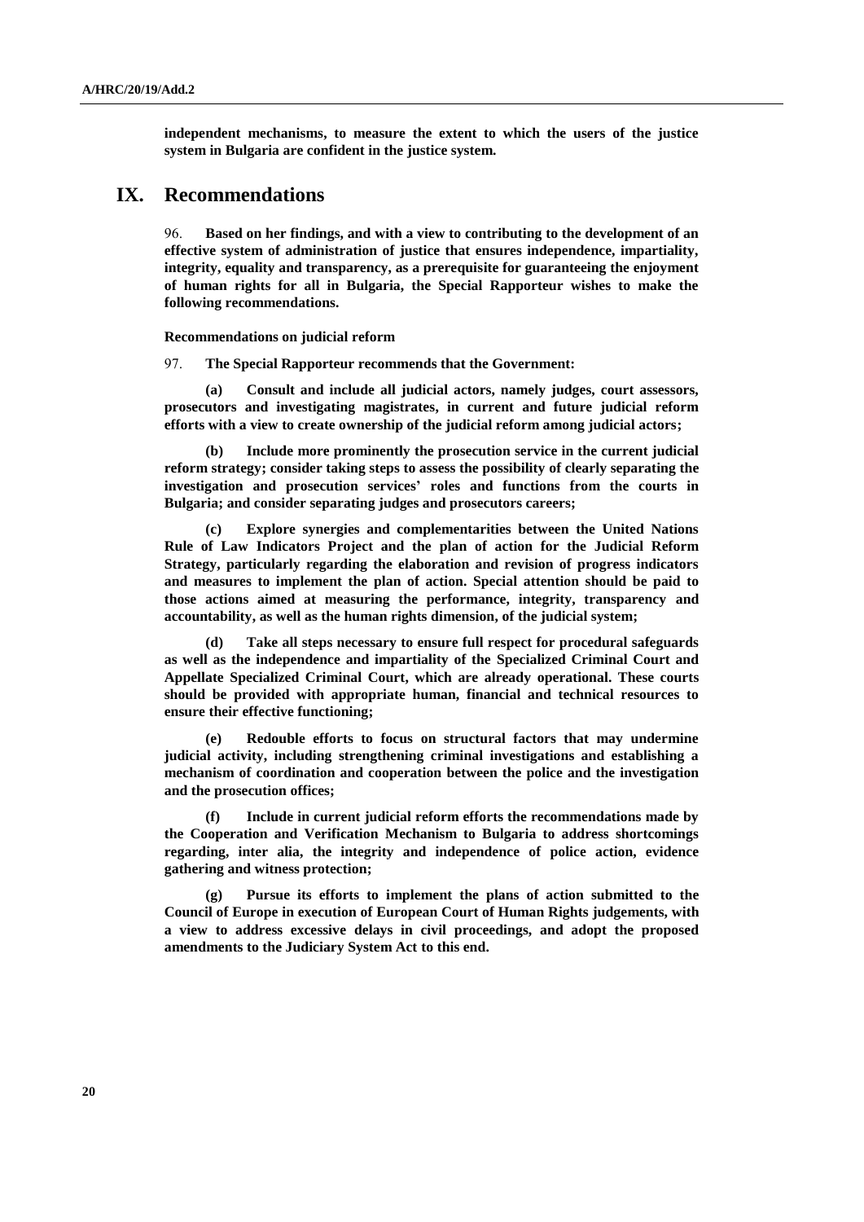**independent mechanisms, to measure the extent to which the users of the justice system in Bulgaria are confident in the justice system.**

# IX. Recommendations

96. **Based on her findings, and with a view to contributing to the development of an effective system of administration of justice that ensures independence, impartiality, integrity, equality and transparency, as a prerequisite for guaranteeing the enjoyment of human rights for all in Bulgaria, the Special Rapporteur wishes to make the following recommendations.**

**Recommendations on judicial reform**

97. **The Special Rapporteur recommends that the Government:**

**(a) Consult and include all judicial actors, namely judges, court assessors, prosecutors and investigating magistrates, in current and future judicial reform efforts with a view to create ownership of the judicial reform among judicial actors;**

**(b) Include more prominently the prosecution service in the current judicial reform strategy; consider taking steps to assess the possibility of clearly separating the investigation and prosecution services' roles and functions from the courts in Bulgaria; and consider separating judges and prosecutors careers;**

**(c) Explore synergies and complementarities between the United Nations Rule of Law Indicators Project and the plan of action for the Judicial Reform Strategy, particularly regarding the elaboration and revision of progress indicators and measures to implement the plan of action. Special attention should be paid to those actions aimed at measuring the performance, integrity, transparency and accountability, as well as the human rights dimension, of the judicial system;**

**(d) Take all steps necessary to ensure full respect for procedural safeguards as well as the independence and impartiality of the Specialized Criminal Court and Appellate Specialized Criminal Court, which are already operational. These courts should be provided with appropriate human, financial and technical resources to ensure their effective functioning;**

**(e) Redouble efforts to focus on structural factors that may undermine judicial activity, including strengthening criminal investigations and establishing a mechanism of coordination and cooperation between the police and the investigation and the prosecution offices;**

**(f) Include in current judicial reform efforts the recommendations made by the Cooperation and Verification Mechanism to Bulgaria to address shortcomings regarding, inter alia, the integrity and independence of police action, evidence gathering and witness protection;**

**(g) Pursue its efforts to implement the plans of action submitted to the Council of Europe in execution of European Court of Human Rights judgements, with a view to address excessive delays in civil proceedings, and adopt the proposed amendments to the Judiciary System Act to this end.**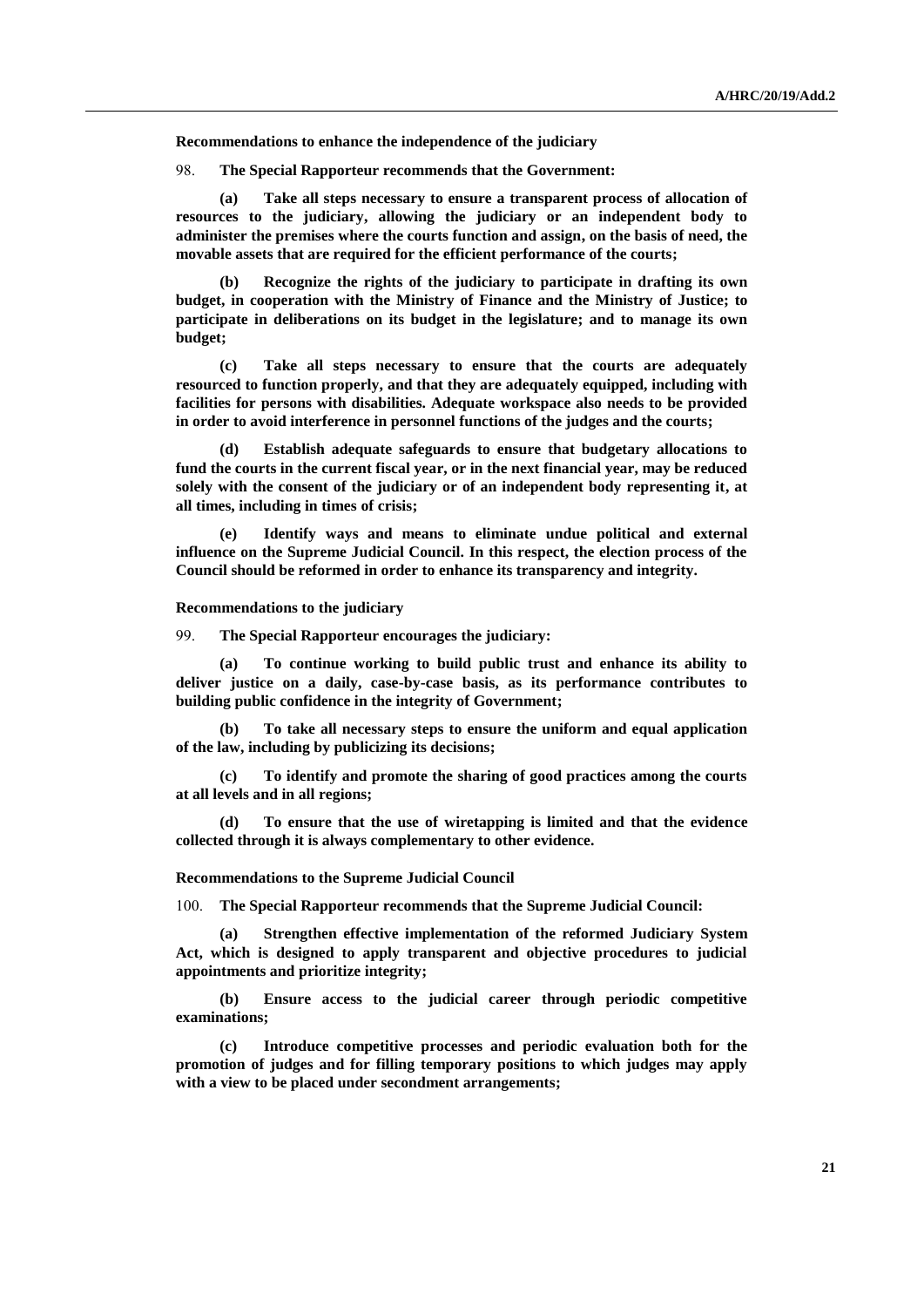**Recommendations to enhance the independence of the judiciary**

98. **The Special Rapporteur recommends that the Government:**

(a) **Take all steps necessary to ensure a transparent process of allocation of resources to the judiciary, allowing the judiciary or an independent body to administer the premises where the courts function and assign, on the basis of need, the movable assets that are required for the efficient performance of the courts;**

(b) **Recognize the rights of the judiciary to participate in drafting its own budget, in cooperation with the Ministry of Finance and the Ministry of Justice; to participate in deliberations on its budget in the legislature; and to manage its own budget;**

(c) **Take all steps necessary to ensure that the courts are adequately resourced to function properly, and that they are adequately equipped, including with facilities for persons with disabilities. Adequate workspace also needs to be provided in order to avoid interference in personnel functions of the judges and the courts;**

(d) **Establish adequate safeguards to ensure that budgetary allocations to fund the courts in the current fiscal year, or in the next financial year, may be reduced solely with the consent of the judiciary or of an independent body representing it, at all times, including in times of crisis;**

(e) **Identify ways and means to eliminate undue political and external influence on the Supreme Judicial Council. In this respect, the election process of the Council should be reformed in order to enhance its transparency and integrity.**

**Recommendations to the judiciary**

99. **The Special Rapporteur encourages the judiciary:**

(a) **To continue working to build public trust and enhance its ability to deliver justice on a daily, case-by-case basis, as its performance contributes to building public confidence in the integrity of Government;**

(b) **To take all necessary steps to ensure the uniform and equal application of the law, including by publicizing its decisions;**

(c) **To identify and promote the sharing of good practices among the courts at all levels and in all regions;**

(d) **To ensure that the use of wiretapping is limited and that the evidence collected through it is always complementary to other evidence.**

**Recommendations to the Supreme Judicial Council**

100. **The Special Rapporteur recommends that the Supreme Judicial Council:**

(a) **Strengthen effective implementation of the reformed Judiciary System Act, which is designed to apply transparent and objective procedures to judicial appointments and prioritize integrity;**

(b) **Ensure access to the judicial career through periodic competitive examinations;**

(c) **Introduce competitive processes and periodic evaluation both for the promotion of judges and for filling temporary positions to which judges may apply with a view to be placed under secondment arrangements;**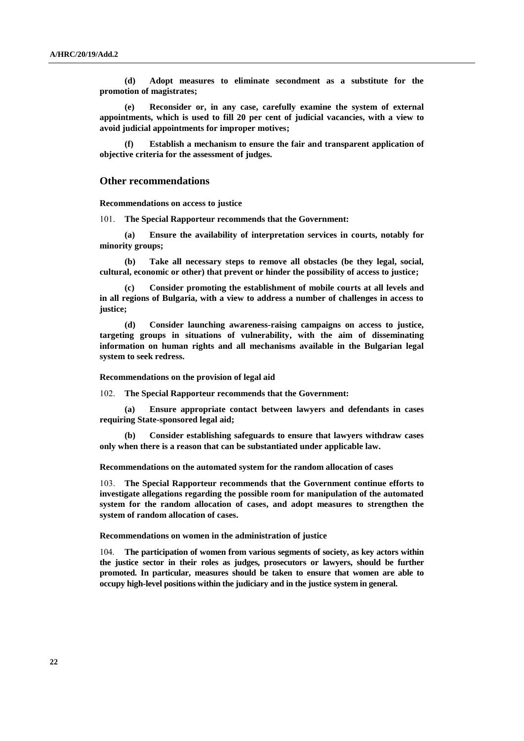**(d) Adopt measures to eliminate secondment as a substitute for the promotion of magistrates;**

**(e) Reconsider or, in any case, carefully examine the system of external appointments, which is used to fill 20 per cent of judicial vacancies, with a view to avoid judicial appointments for improper motives;**

**(f) Establish a mechanism to ensure the fair and transparent application of objective criteria for the assessment of judges.**

## Other recommendations

**Recommendations on access to justice**

101. **The Special Rapporteur recommends that the Government:**

**(a) Ensure the availability of interpretation services in courts, notably for minority groups;**

**(b) Take all necessary steps to remove all obstacles (be they legal, social, cultural, economic or other) that prevent or hinder the possibility of access to justice;**

**(c) Consider promoting the establishment of mobile courts at all levels and in all regions of Bulgaria, with a view to address a number of challenges in access to justice;**

**(d) Consider launching awareness-raising campaigns on access to justice, targeting groups in situations of vulnerability, with the aim of disseminating information on human rights and all mechanisms available in the Bulgarian legal system to seek redress.**

**Recommendations on the provision of legal aid**

102. **The Special Rapporteur recommends that the Government:**

**(a) Ensure appropriate contact between lawyers and defendants in cases requiring State-sponsored legal aid;**

**(b) Consider establishing safeguards to ensure that lawyers withdraw cases only when there is a reason that can be substantiated under applicable law.**

**Recommendations on the automated system for the random allocation of cases**

103. **The Special Rapporteur recommends that the Government continue efforts to investigate allegations regarding the possible room for manipulation of the automated system for the random allocation of cases, and adopt measures to strengthen the system of random allocation of cases.**

**Recommendations on women in the administration of justice**

104. **The participation of women from various segments of society, as key actors within the justice sector in their roles as judges, prosecutors or lawyers, should be further promoted. In particular, measures should be taken to ensure that women are able to occupy high-level positions within the judiciary and in the justice system in general.**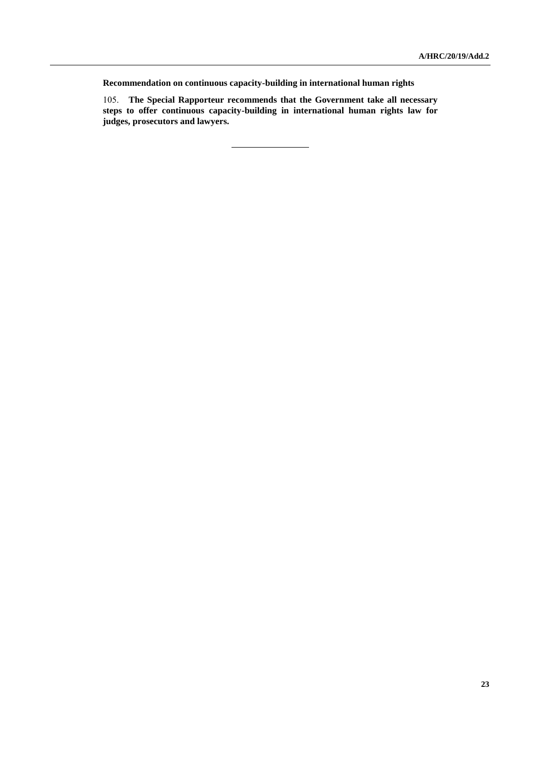**Recommendation on continuous capacity-building in international human rights**

105. **The Special Rapporteur recommends that the Government take all necessary steps to offer continuous capacity-building in international human rights law for judges, prosecutors and lawyers.**